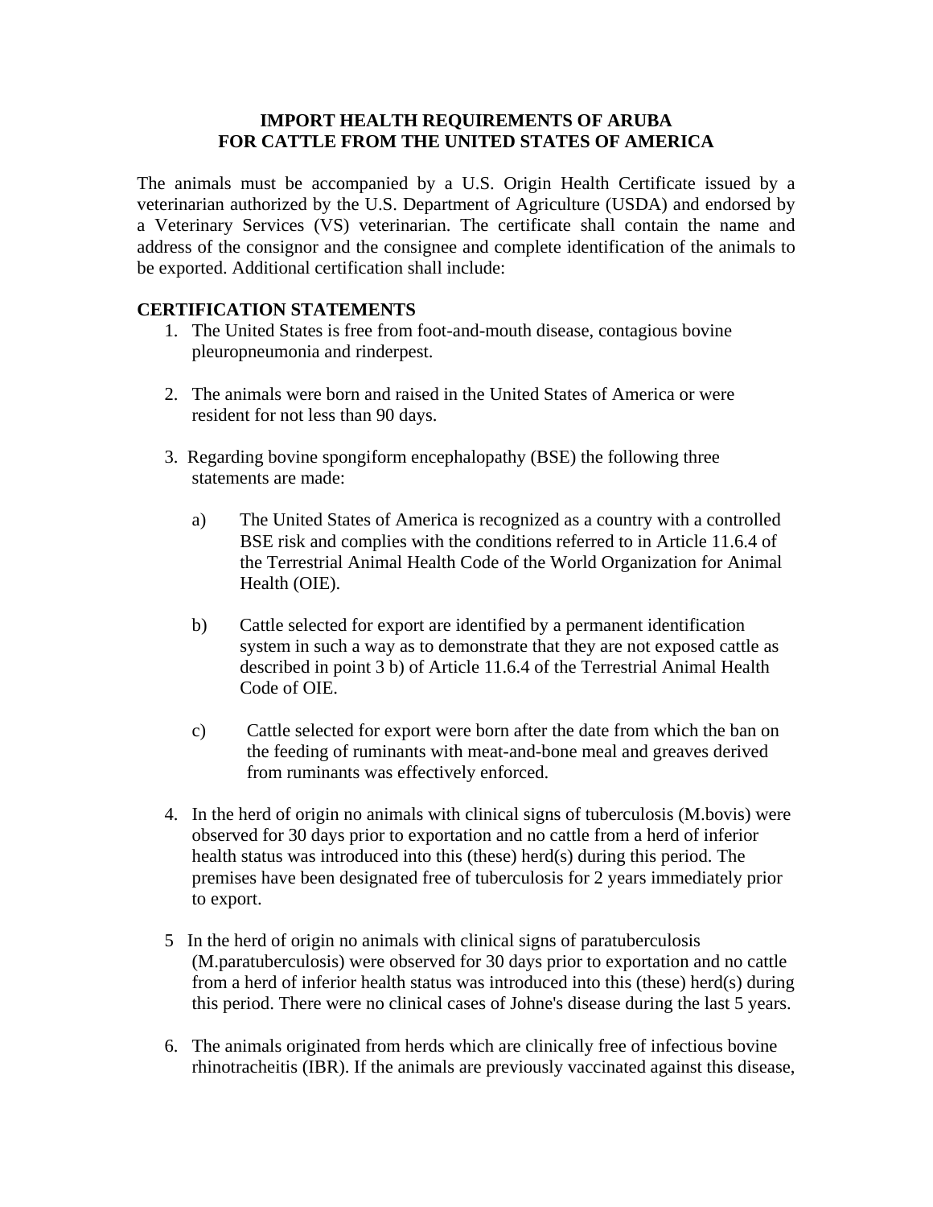# IMPORT HEALTH REQUIREMENTS OF ARUBA FOR CATTLE FROM THE UNITED STATES OF AMERICA

The animals must be accompanied by a U.S. Origin Health Certificate issued by a veterinarian authorized by the U.S. Department of Agriculture (USDA) and endorsed by a Veterinary Services (VS) veterinarian. The certificate shall contain the name and address of the consignor and the consignee and complete identification of the animals to be exported. Additional certification shall include:

## CERTIFICATION STATEMENTS

1. The United States is free from foot-and-mouth disease, contagious bovine pleuropneumonia and rinderpest.

2. The animals were born and raised in the United States of America or were resident for not less than 90 days.

3. Regarding bovine spongiform encephalopathy (BSE) the following three statements are made:

   a) The United States of America is recognized as a country with a controlled BSE risk and complies with the conditions referred to in Article 11.6.4 of the Terrestrial Animal Health Code of the World Organization for Animal Health (OIE).

   b) Cattle selected for export are identified by a permanent identification system in such a way as to demonstrate that they are not exposed cattle as described in point 3 b) of Article 11.6.4 of the Terrestrial Animal Health Code of OIE.

   c) Cattle selected for export were born after the date from which the ban on the feeding of ruminants with meat-and-bone meal and greaves derived from ruminants was effectively enforced.

4. In the herd of origin no animals with clinical signs of tuberculosis (M.bovis) were observed for 30 days prior to exportation and no cattle from a herd of inferior health status was introduced into this (these) herd(s) during this period. The premises have been designated free of tuberculosis for 2 years immediately prior to export.

5. In the herd of origin no animals with clinical signs of paratuberculosis (M.paratuberculosis) were observed for 30 days prior to exportation and no cattle from a herd of inferior health status was introduced into this (these) herd(s) during this period. There were no clinical cases of Johne's disease during the last 5 years.

6. The animals originated from herds which are clinically free of infectious bovine rhinotracheitis (IBR). If the animals are previously vaccinated against this disease,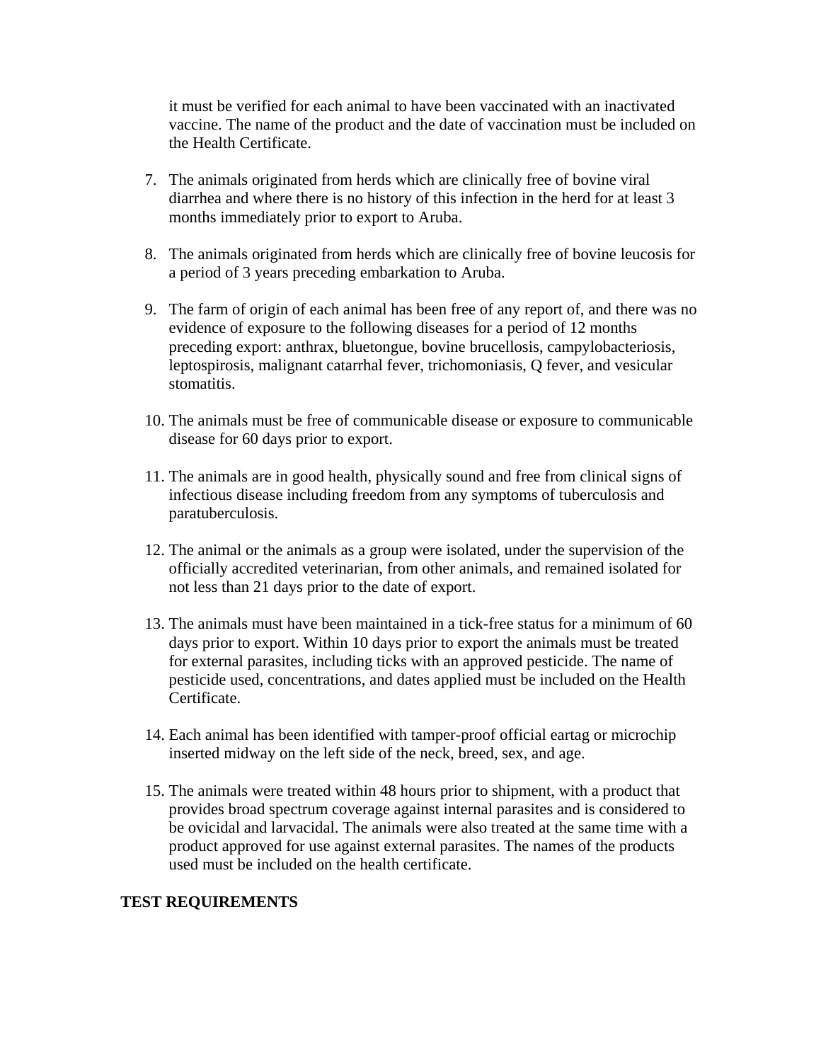it must be verified for each animal to have been vaccinated with an inactivated vaccine. The name of the product and the date of vaccination must be included on the Health Certificate.

7. The animals originated from herds which are clinically free of bovine viral diarrhea and where there is no history of this infection in the herd for at least 3 months immediately prior to export to Aruba.

8. The animals originated from herds which are clinically free of bovine leucosis for a period of 3 years preceding embarkation to Aruba.

9. The farm of origin of each animal has been free of any report of, and there was no evidence of exposure to the following diseases for a period of 12 months preceding export: anthrax, bluetongue, bovine brucellosis, campylobacteriosis, leptospirosis, malignant catarrhal fever, trichomoniasis, Q fever, and vesicular stomatitis.

10. The animals must be free of communicable disease or exposure to communicable disease for 60 days prior to export.

11. The animals are in good health, physically sound and free from clinical signs of infectious disease including freedom from any symptoms of tuberculosis and paratuberculosis.

12. The animal or the animals as a group were isolated, under the supervision of the officially accredited veterinarian, from other animals, and remained isolated for not less than 21 days prior to the date of export.

13. The animals must have been maintained in a tick-free status for a minimum of 60 days prior to export. Within 10 days prior to export the animals must be treated for external parasites, including ticks with an approved pesticide. The name of pesticide used, concentrations, and dates applied must be included on the Health Certificate.

14. Each animal has been identified with tamper-proof official eartag or microchip inserted midway on the left side of the neck, breed, sex, and age.

15. The animals were treated within 48 hours prior to shipment, with a product that provides broad spectrum coverage against internal parasites and is considered to be ovicidal and larvacidal. The animals were also treated at the same time with a product approved for use against external parasites. The names of the products used must be included on the health certificate.

**TEST REQUIREMENTS**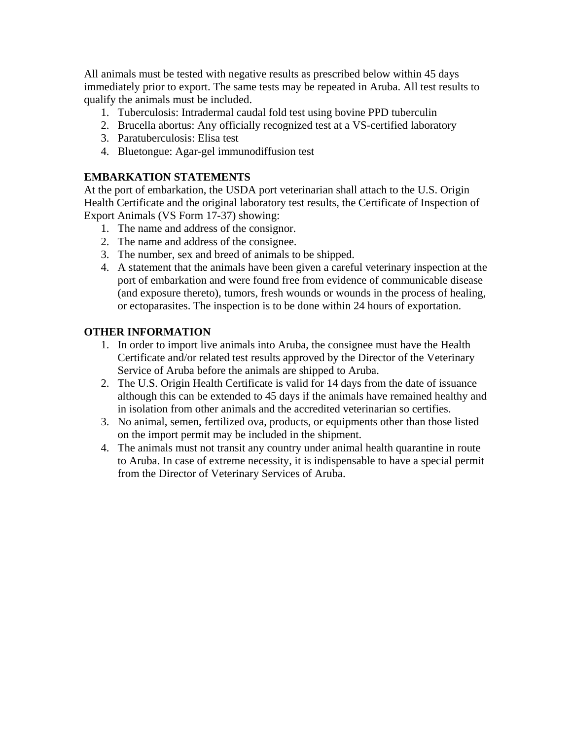All animals must be tested with negative results as prescribed below within 45 days immediately prior to export. The same tests may be repeated in Aruba. All test results to qualify the animals must be included.

1. Tuberculosis: Intradermal caudal fold test using bovine PPD tuberculin
2. Brucella abortus: Any officially recognized test at a VS-certified laboratory
3. Paratuberculosis: Elisa test
4. Bluetongue: Agar-gel immunodiffusion test

**EMBARKATION STATEMENTS**

At the port of embarkation, the USDA port veterinarian shall attach to the U.S. Origin Health Certificate and the original laboratory test results, the Certificate of Inspection of Export Animals (VS Form 17-37) showing:

1. The name and address of the consignor.
2. The name and address of the consignee.
3. The number, sex and breed of animals to be shipped.
4. A statement that the animals have been given a careful veterinary inspection at the port of embarkation and were found free from evidence of communicable disease (and exposure thereto), tumors, fresh wounds or wounds in the process of healing, or ectoparasites. The inspection is to be done within 24 hours of exportation.

**OTHER INFORMATION**

1. In order to import live animals into Aruba, the consignee must have the Health Certificate and/or related test results approved by the Director of the Veterinary Service of Aruba before the animals are shipped to Aruba.
2. The U.S. Origin Health Certificate is valid for 14 days from the date of issuance although this can be extended to 45 days if the animals have remained healthy and in isolation from other animals and the accredited veterinarian so certifies.
3. No animal, semen, fertilized ova, products, or equipments other than those listed on the import permit may be included in the shipment.
4. The animals must not transit any country under animal health quarantine in route to Aruba. In case of extreme necessity, it is indispensable to have a special permit from the Director of Veterinary Services of Aruba.